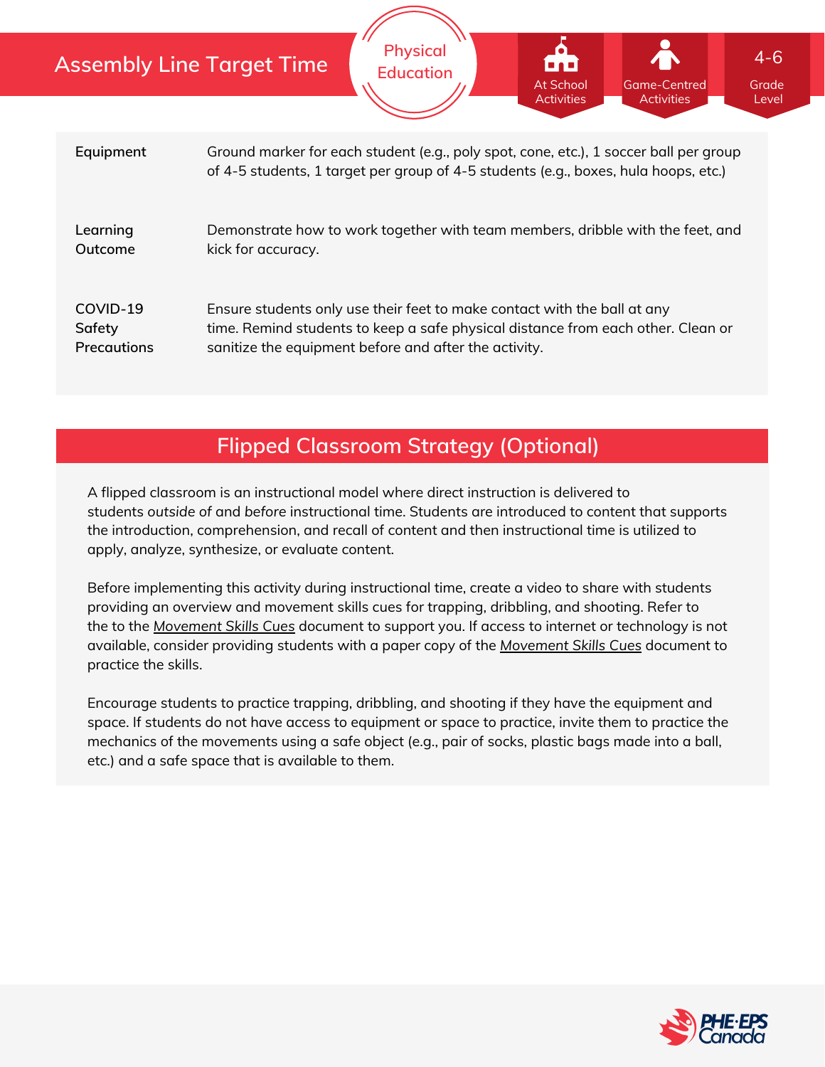# Assembly Line Target Time

Physical Education

At School Activities | Game-Centred Activities | 4-6 Grade Level

| | |
|---|---|
| **Equipment** | Ground marker for each student (e.g., poly spot, cone, etc.), 1 soccer ball per group of 4-5 students, 1 target per group of 4-5 students (e.g., boxes, hula hoops, etc.) |
| **Learning Outcome** | Demonstrate how to work together with team members, dribble with the feet, and kick for accuracy. |
| **COVID-19 Safety Precautions** | Ensure students only use their feet to make contact with the ball at any time. Remind students to keep a safe physical distance from each other. Clean or sanitize the equipment before and after the activity. |

## Flipped Classroom Strategy (Optional)

A flipped classroom is an instructional model where direct instruction is delivered to students *outside* of and *before* instructional time. Students are introduced to content that supports the introduction, comprehension, and recall of content and then instructional time is utilized to apply, analyze, synthesize, or evaluate content.

Before implementing this activity during instructional time, create a video to share with students providing an overview and movement skills cues for trapping, dribbling, and shooting. Refer to the to the *Movement Skills Cues* document to support you. If access to internet or technology is not available, consider providing students with a paper copy of the *Movement Skills Cues* document to practice the skills.

Encourage students to practice trapping, dribbling, and shooting if they have the equipment and space. If students do not have access to equipment or space to practice, invite them to practice the mechanics of the movements using a safe object (e.g., pair of socks, plastic bags made into a ball, etc.) and a safe space that is available to them.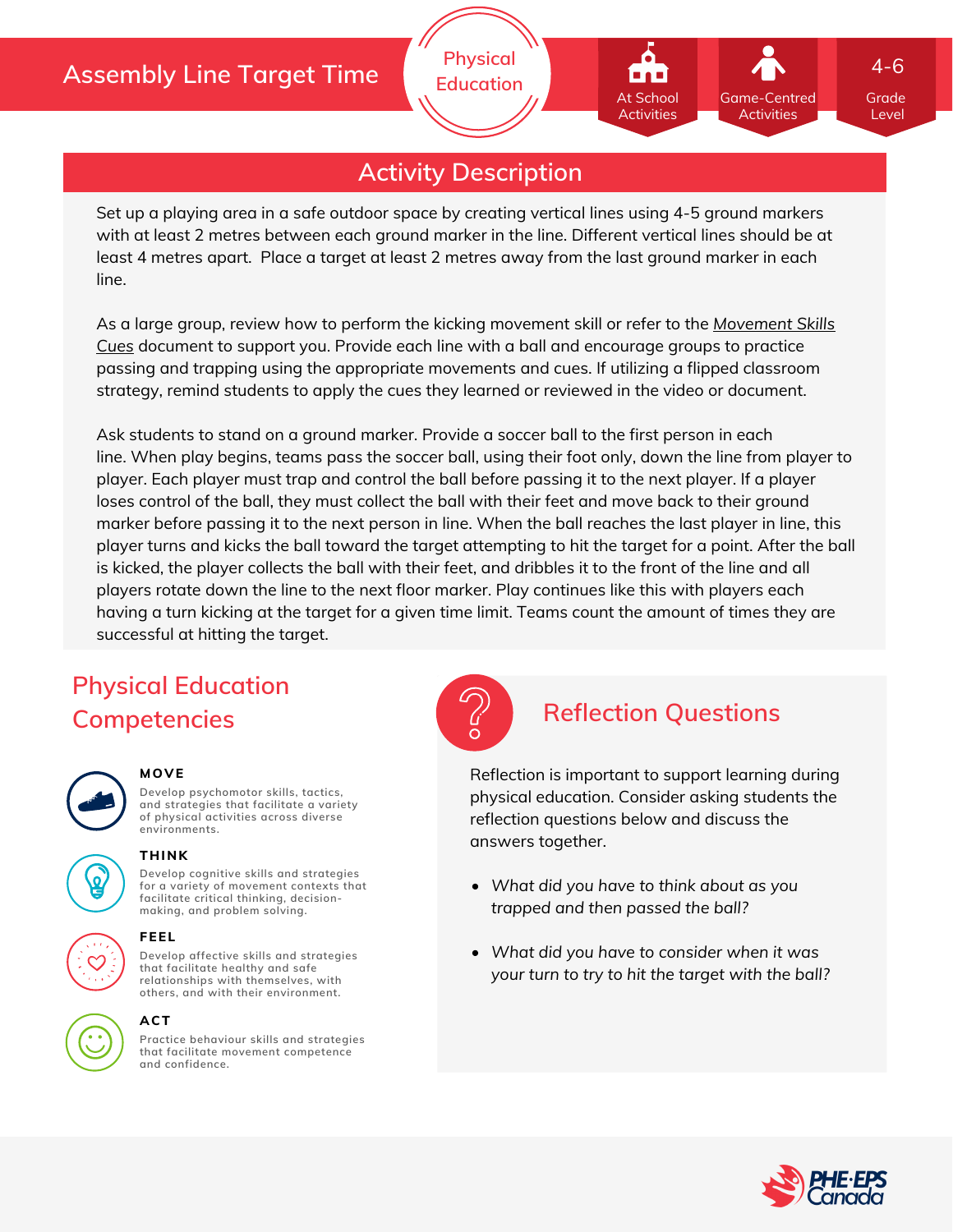# Assembly Line Target Time

Physical Education

At School Activities | Game-Centred Activities | 4-6 Grade Level

## Activity Description

Set up a playing area in a safe outdoor space by creating vertical lines using 4-5 ground markers with at least 2 metres between each ground marker in the line. Different vertical lines should be at least 4 metres apart. Place a target at least 2 metres away from the last ground marker in each line.

As a large group, review how to perform the kicking movement skill or refer to the *Movement Skills Cues* document to support you. Provide each line with a ball and encourage groups to practice passing and trapping using the appropriate movements and cues. If utilizing a flipped classroom strategy, remind students to apply the cues they learned or reviewed in the video or document.

Ask students to stand on a ground marker. Provide a soccer ball to the first person in each line. When play begins, teams pass the soccer ball, using their foot only, down the line from player to player. Each player must trap and control the ball before passing it to the next player. If a player loses control of the ball, they must collect the ball with their feet and move back to their ground marker before passing it to the next person in line. When the ball reaches the last player in line, this player turns and kicks the ball toward the target attempting to hit the target for a point. After the ball is kicked, the player collects the ball with their feet, and dribbles it to the front of the line and all players rotate down the line to the next floor marker. Play continues like this with players each having a turn kicking at the target for a given time limit. Teams count the amount of times they are successful at hitting the target.

## Physical Education Competencies

**MOVE**
Develop psychomotor skills, tactics, and strategies that facilitate a variety of physical activities across diverse environments.

**THINK**
Develop cognitive skills and strategies for a variety of movement contexts that facilitate critical thinking, decision-making, and problem solving.

**FEEL**
Develop affective skills and strategies that facilitate healthy and safe relationships with themselves, with others, and with their environment.

**ACT**
Practice behaviour skills and strategies that facilitate movement competence and confidence.

## Reflection Questions

Reflection is important to support learning during physical education. Consider asking students the reflection questions below and discuss the answers together.

- *What did you have to think about as you trapped and then passed the ball?*
- *What did you have to consider when it was your turn to try to hit the target with the ball?*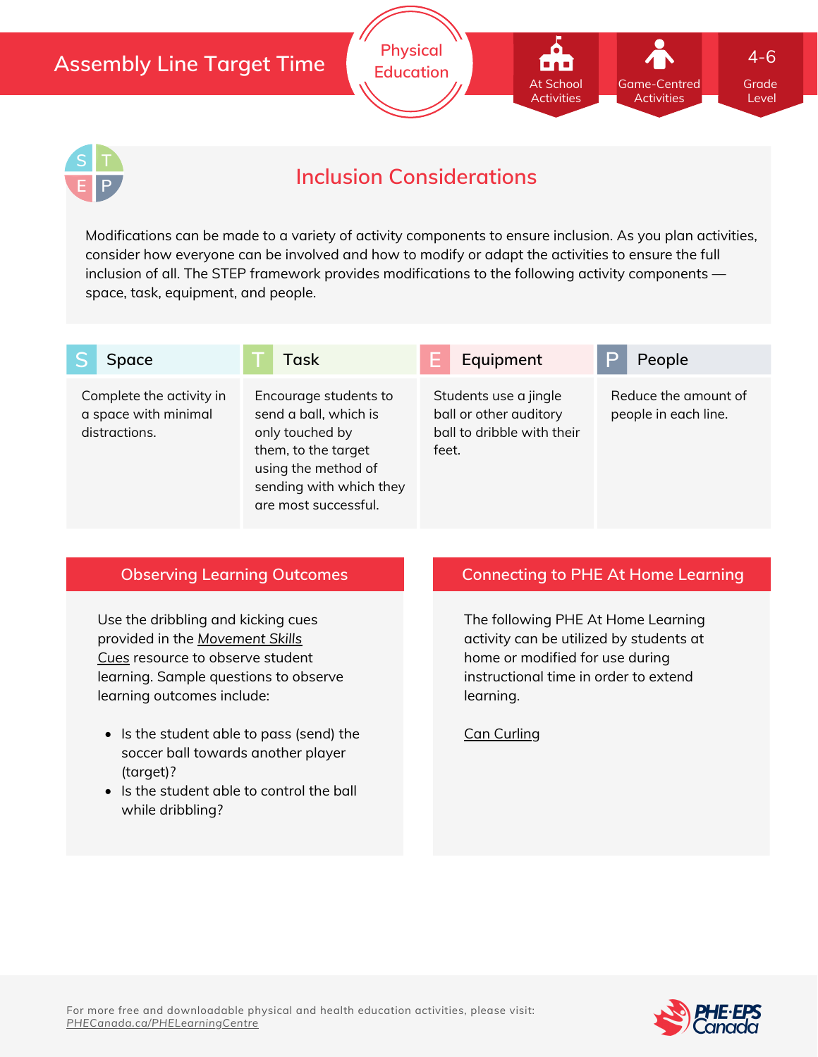# Assembly Line Target Time

Physical Education

At School Activities | Game-Centred Activities | 4-6 Grade Level

## Inclusion Considerations

Modifications can be made to a variety of activity components to ensure inclusion. As you plan activities, consider how everyone can be involved and how to modify or adapt the activities to ensure the full inclusion of all. The STEP framework provides modifications to the following activity components — space, task, equipment, and people.

| S Space | T Task | E Equipment | P People |
|---|---|---|---|
| Complete the activity in a space with minimal distractions. | Encourage students to send a ball, which is only touched by them, to the target using the method of sending with which they are most successful. | Students use a jingle ball or other auditory ball to dribble with their feet. | Reduce the amount of people in each line. |

## Observing Learning Outcomes

Use the dribbling and kicking cues provided in the *Movement Skills Cues* resource to observe student learning. Sample questions to observe learning outcomes include:

- Is the student able to pass (send) the soccer ball towards another player (target)?
- Is the student able to control the ball while dribbling?

## Connecting to PHE At Home Learning

The following PHE At Home Learning activity can be utilized by students at home or modified for use during instructional time in order to extend learning.

Can Curling

For more free and downloadable physical and health education activities, please visit: PHECanada.ca/PHELearningCentre

PHE·EPS Canada